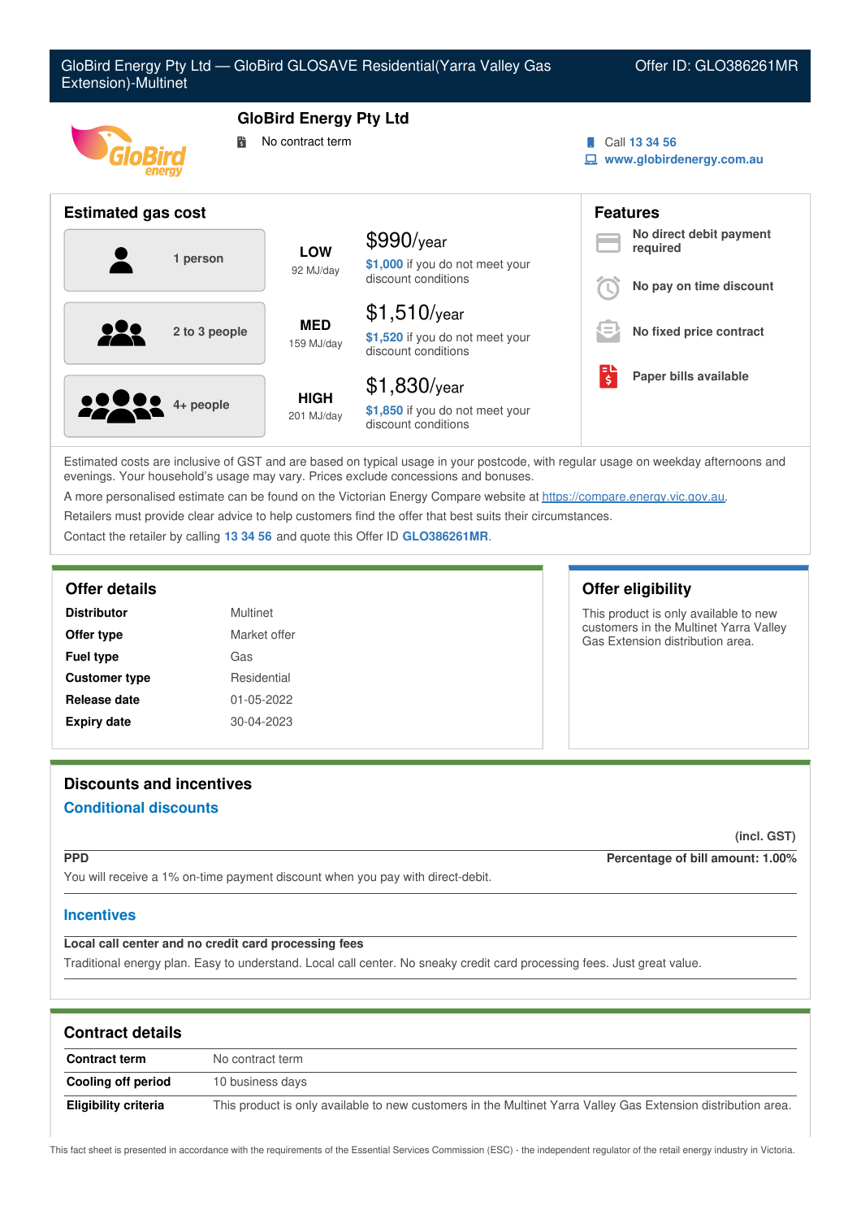# GloBird Energy Pty Ltd — GloBird GLOSAVE Residential(Yarra Valley Gas Extension)-Multinet

Offer ID: GLO386261MR

## GloBird Energy Pty Ltd

No contract term

Call 13 34 56
www.globirdenergy.com.au

## Estimated gas cost

| Household | Usage | Cost |
|---|---|---|
| 1 person | **LOW** 92 MJ/day | $990/year<br>$1,000 if you do not meet your discount conditions |
| 2 to 3 people | **MED** 159 MJ/day | $1,510/year<br>$1,520 if you do not meet your discount conditions |
| 4+ people | **HIGH** 201 MJ/day | $1,830/year<br>$1,850 if you do not meet your discount conditions |

## Features

- **No direct debit payment required**
- **No pay on time discount**
- **No fixed price contract**
- **Paper bills available**

Estimated costs are inclusive of GST and are based on typical usage in your postcode, with regular usage on weekday afternoons and evenings. Your household's usage may vary. Prices exclude concessions and bonuses.

A more personalised estimate can be found on the Victorian Energy Compare website at https://compare.energy.vic.gov.au.

Retailers must provide clear advice to help customers find the offer that best suits their circumstances.

Contact the retailer by calling **13 34 56** and quote this Offer ID **GLO386261MR**.

## Offer details

| | |
|---|---|
| **Distributor** | Multinet |
| **Offer type** | Market offer |
| **Fuel type** | Gas |
| **Customer type** | Residential |
| **Release date** | 01-05-2022 |
| **Expiry date** | 30-04-2023 |

## Offer eligibility

This product is only available to new customers in the Multinet Yarra Valley Gas Extension distribution area.

## Discounts and incentives

### Conditional discounts

(incl. GST)

**PPD** — **Percentage of bill amount: 1.00%**

You will receive a 1% on-time payment discount when you pay with direct-debit.

### Incentives

**Local call center and no credit card processing fees**

Traditional energy plan. Easy to understand. Local call center. No sneaky credit card processing fees. Just great value.

## Contract details

| | |
|---|---|
| **Contract term** | No contract term |
| **Cooling off period** | 10 business days |
| **Eligibility criteria** | This product is only available to new customers in the Multinet Yarra Valley Gas Extension distribution area. |

This fact sheet is presented in accordance with the requirements of the Essential Services Commission (ESC) - the independent regulator of the retail energy industry in Victoria.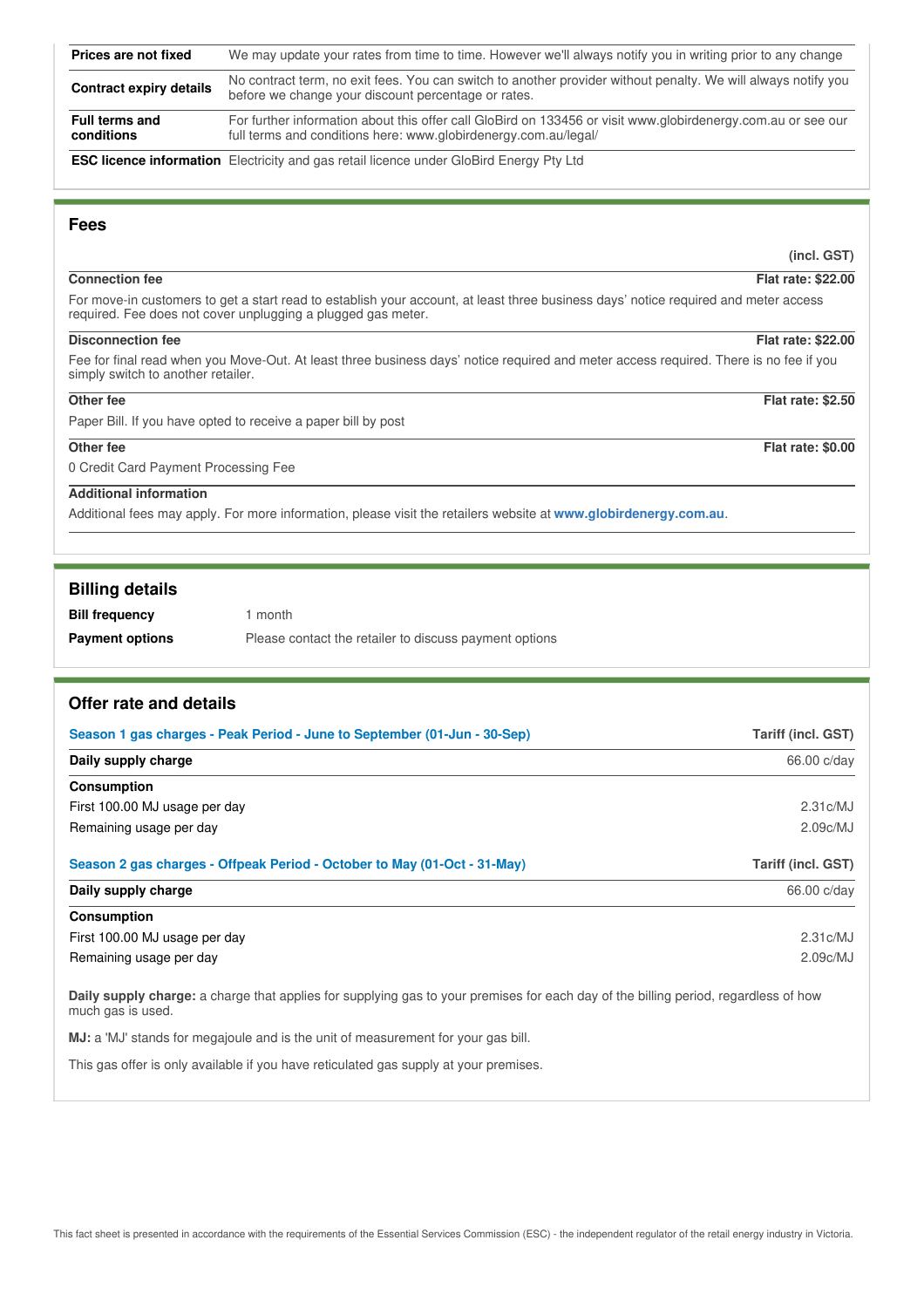| | |
|---|---|
| **Prices are not fixed** | We may update your rates from time to time. However we'll always notify you in writing prior to any change |
| **Contract expiry details** | No contract term, no exit fees. You can switch to another provider without penalty. We will always notify you before we change your discount percentage or rates. |
| **Full terms and conditions** | For further information about this offer call GloBird on 133456 or visit www.globirdenergy.com.au or see our full terms and conditions here: www.globirdenergy.com.au/legal/ |
| **ESC licence information** | Electricity and gas retail licence under GloBird Energy Pty Ltd |

## Fees

| | (incl. GST) |
|---|---|
| **Connection fee** | **Flat rate: $22.00** |

For move-in customers to get a start read to establish your account, at least three business days' notice required and meter access required. Fee does not cover unplugging a plugged gas meter.

| | |
|---|---|
| **Disconnection fee** | **Flat rate: $22.00** |

Fee for final read when you Move-Out. At least three business days' notice required and meter access required. There is no fee if you simply switch to another retailer.

| | |
|---|---|
| **Other fee** | **Flat rate: $2.50** |

Paper Bill. If you have opted to receive a paper bill by post

| | |
|---|---|
| **Other fee** | **Flat rate: $0.00** |

0 Credit Card Payment Processing Fee

**Additional information**

Additional fees may apply. For more information, please visit the retailers website at **www.globirdenergy.com.au**.

## Billing details

| | |
|---|---|
| **Bill frequency** | 1 month |
| **Payment options** | Please contact the retailer to discuss payment options |

## Offer rate and details

| Season 1 gas charges - Peak Period - June to September (01-Jun - 30-Sep) | Tariff (incl. GST) |
|---|---|
| **Daily supply charge** | 66.00 c/day |
| **Consumption** | |
| First 100.00 MJ usage per day | 2.31c/MJ |
| Remaining usage per day | 2.09c/MJ |

| Season 2 gas charges - Offpeak Period - October to May (01-Oct - 31-May) | Tariff (incl. GST) |
|---|---|
| **Daily supply charge** | 66.00 c/day |
| **Consumption** | |
| First 100.00 MJ usage per day | 2.31c/MJ |
| Remaining usage per day | 2.09c/MJ |

**Daily supply charge:** a charge that applies for supplying gas to your premises for each day of the billing period, regardless of how much gas is used.

**MJ:** a 'MJ' stands for megajoule and is the unit of measurement for your gas bill.

This gas offer is only available if you have reticulated gas supply at your premises.

This fact sheet is presented in accordance with the requirements of the Essential Services Commission (ESC) - the independent regulator of the retail energy industry in Victoria.